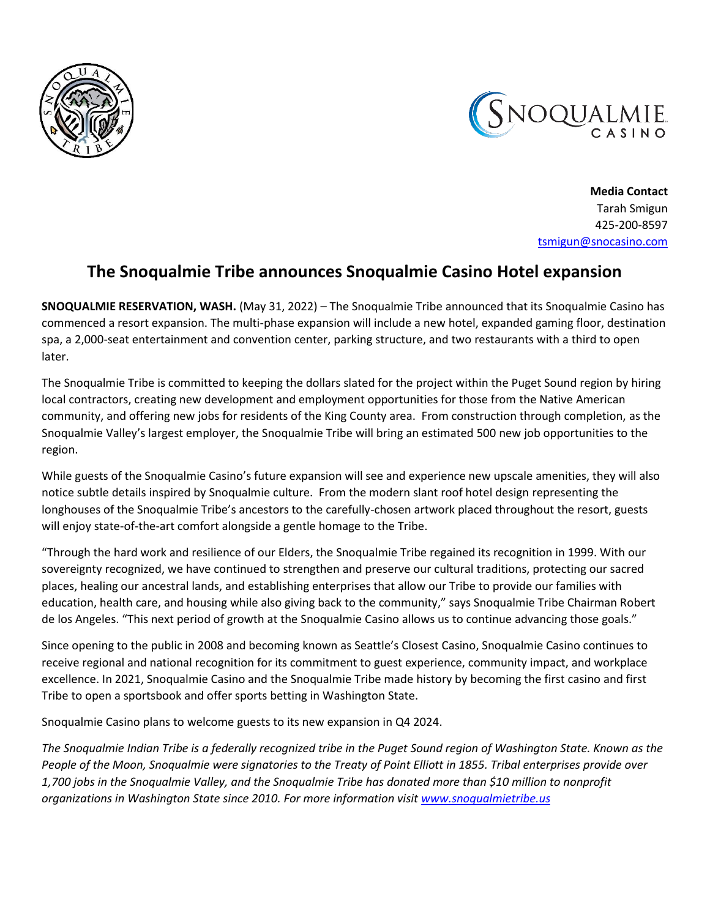**Media Contact**
Tarah Smigun
425-200-8597
tsmigun@snocasino.com

# The Snoqualmie Tribe announces Snoqualmie Casino Hotel expansion

**SNOQUALMIE RESERVATION, WASH.** (May 31, 2022) – The Snoqualmie Tribe announced that its Snoqualmie Casino has commenced a resort expansion. The multi-phase expansion will include a new hotel, expanded gaming floor, destination spa, a 2,000-seat entertainment and convention center, parking structure, and two restaurants with a third to open later.

The Snoqualmie Tribe is committed to keeping the dollars slated for the project within the Puget Sound region by hiring local contractors, creating new development and employment opportunities for those from the Native American community, and offering new jobs for residents of the King County area. From construction through completion, as the Snoqualmie Valley's largest employer, the Snoqualmie Tribe will bring an estimated 500 new job opportunities to the region.

While guests of the Snoqualmie Casino's future expansion will see and experience new upscale amenities, they will also notice subtle details inspired by Snoqualmie culture. From the modern slant roof hotel design representing the longhouses of the Snoqualmie Tribe's ancestors to the carefully-chosen artwork placed throughout the resort, guests will enjoy state-of-the-art comfort alongside a gentle homage to the Tribe.

"Through the hard work and resilience of our Elders, the Snoqualmie Tribe regained its recognition in 1999. With our sovereignty recognized, we have continued to strengthen and preserve our cultural traditions, protecting our sacred places, healing our ancestral lands, and establishing enterprises that allow our Tribe to provide our families with education, health care, and housing while also giving back to the community," says Snoqualmie Tribe Chairman Robert de los Angeles. "This next period of growth at the Snoqualmie Casino allows us to continue advancing those goals."

Since opening to the public in 2008 and becoming known as Seattle's Closest Casino, Snoqualmie Casino continues to receive regional and national recognition for its commitment to guest experience, community impact, and workplace excellence. In 2021, Snoqualmie Casino and the Snoqualmie Tribe made history by becoming the first casino and first Tribe to open a sportsbook and offer sports betting in Washington State.

Snoqualmie Casino plans to welcome guests to its new expansion in Q4 2024.

*The Snoqualmie Indian Tribe is a federally recognized tribe in the Puget Sound region of Washington State. Known as the People of the Moon, Snoqualmie were signatories to the Treaty of Point Elliott in 1855. Tribal enterprises provide over 1,700 jobs in the Snoqualmie Valley, and the Snoqualmie Tribe has donated more than $10 million to nonprofit organizations in Washington State since 2010. For more information visit www.snoqualmietribe.us*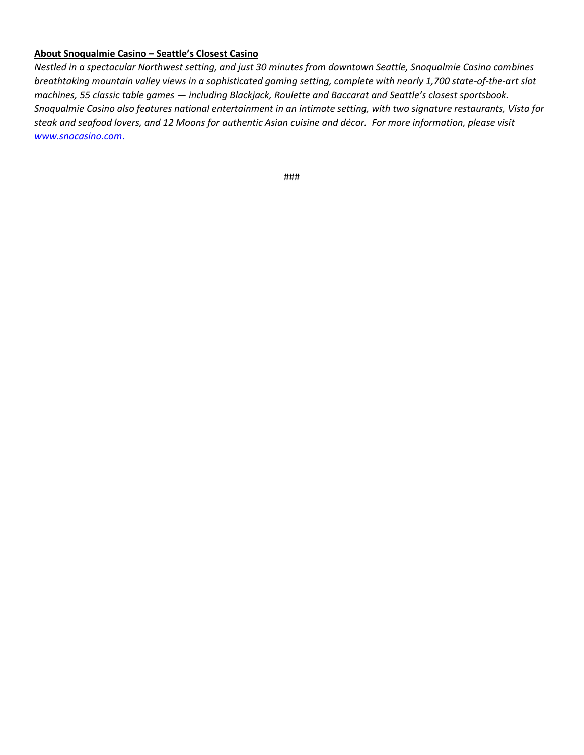**<u>About Snoqualmie Casino – Seattle's Closest Casino</u>**

*Nestled in a spectacular Northwest setting, and just 30 minutes from downtown Seattle, Snoqualmie Casino combines breathtaking mountain valley views in a sophisticated gaming setting, complete with nearly 1,700 state-of-the-art slot machines, 55 classic table games — including Blackjack, Roulette and Baccarat and Seattle's closest sportsbook. Snoqualmie Casino also features national entertainment in an intimate setting, with two signature restaurants, Vista for steak and seafood lovers, and 12 Moons for authentic Asian cuisine and décor. For more information, please visit [www.snocasino.com](http://www.snocasino.com).*

###